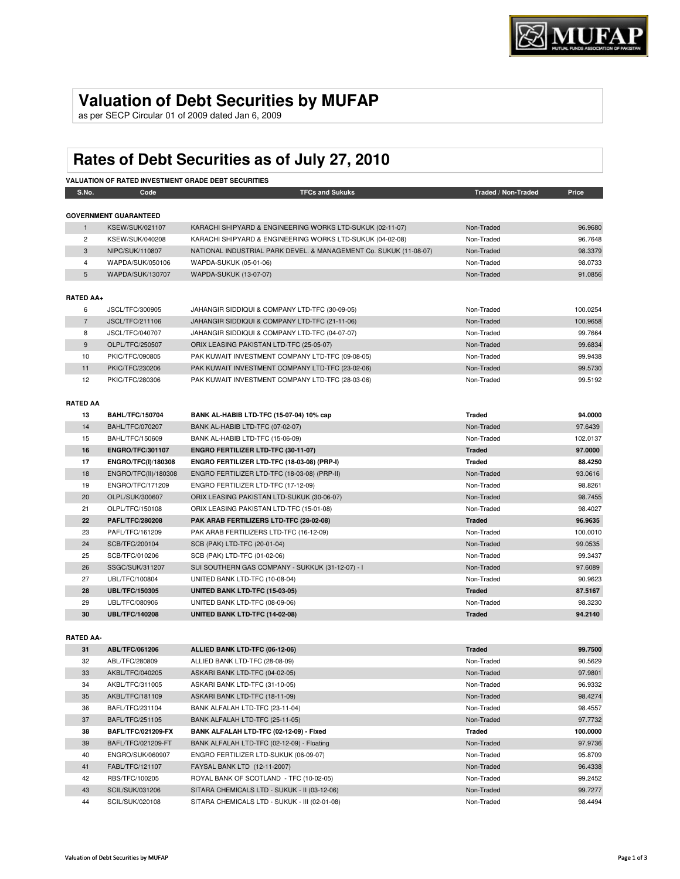# Valuation of Debt Securities by MUFAP

as per SECP Circular 01 of 2009 dated Jan 6, 2009

# Rates of Debt Securities as of July 27, 2010

**VALUATION OF RATED INVESTMENT GRADE DEBT SECURITIES**

| S.No. | Code | TFCs and Sukuks | Traded / Non-Traded | Price |
|---|---|---|---|---|
| **GOVERNMENT GUARANTEED** | | | | |
| 1 | KSEW/SUK/021107 | KARACHI SHIPYARD & ENGINEERING WORKS LTD-SUKUK (02-11-07) | Non-Traded | 96.9680 |
| 2 | KSEW/SUK/040208 | KARACHI SHIPYARD & ENGINEERING WORKS LTD-SUKUK (04-02-08) | Non-Traded | 96.7648 |
| 3 | NIPC/SUK/110807 | NATIONAL INDUSTRIAL PARK DEVEL. & MANAGEMENT Co. SUKUK (11-08-07) | Non-Traded | 98.3379 |
| 4 | WAPDA/SUK/050106 | WAPDA-SUKUK (05-01-06) | Non-Traded | 98.0733 |
| 5 | WAPDA/SUK/130707 | WAPDA-SUKUK (13-07-07) | Non-Traded | 91.0856 |
| **RATED AA+** | | | | |
| 6 | JSCL/TFC/300905 | JAHANGIR SIDDIQUI & COMPANY LTD-TFC (30-09-05) | Non-Traded | 100.0254 |
| 7 | JSCL/TFC/211106 | JAHANGIR SIDDIQUI & COMPANY LTD-TFC (21-11-06) | Non-Traded | 100.9658 |
| 8 | JSCL/TFC/040707 | JAHANGIR SIDDIQUI & COMPANY LTD-TFC (04-07-07) | Non-Traded | 99.7664 |
| 9 | OLPL/TFC/250507 | ORIX LEASING PAKISTAN LTD-TFC (25-05-07) | Non-Traded | 99.6834 |
| 10 | PKIC/TFC/090805 | PAK KUWAIT INVESTMENT COMPANY LTD-TFC (09-08-05) | Non-Traded | 99.9438 |
| 11 | PKIC/TFC/230206 | PAK KUWAIT INVESTMENT COMPANY LTD-TFC (23-02-06) | Non-Traded | 99.5730 |
| 12 | PKIC/TFC/280306 | PAK KUWAIT INVESTMENT COMPANY LTD-TFC (28-03-06) | Non-Traded | 99.5192 |
| **RATED AA** | | | | |
| **13** | **BAHL/TFC/150704** | **BANK AL-HABIB LTD-TFC (15-07-04) 10% cap** | **Traded** | **94.0000** |
| 14 | BAHL/TFC/070207 | BANK AL-HABIB LTD-TFC (07-02-07) | Non-Traded | 97.6439 |
| 15 | BAHL/TFC/150609 | BANK AL-HABIB LTD-TFC (15-06-09) | Non-Traded | 102.0137 |
| **16** | **ENGRO/TFC/301107** | **ENGRO FERTILIZER LTD-TFC (30-11-07)** | **Traded** | **97.0000** |
| **17** | **ENGRO/TFC(I)/180308** | **ENGRO FERTILIZER LTD-TFC (18-03-08) (PRP-I)** | **Traded** | **88.4250** |
| 18 | ENGRO/TFC(II)/180308 | ENGRO FERTILIZER LTD-TFC (18-03-08) (PRP-II) | Non-Traded | 93.0616 |
| 19 | ENGRO/TFC/171209 | ENGRO FERTILIZER LTD-TFC (17-12-09) | Non-Traded | 98.8261 |
| 20 | OLPL/SUK/300607 | ORIX LEASING PAKISTAN LTD-SUKUK (30-06-07) | Non-Traded | 98.7455 |
| 21 | OLPL/TFC/150108 | ORIX LEASING PAKISTAN LTD-TFC (15-01-08) | Non-Traded | 98.4027 |
| **22** | **PAFL/TFC/280208** | **PAK ARAB FERTILIZERS LTD-TFC (28-02-08)** | **Traded** | **96.9635** |
| 23 | PAFL/TFC/161209 | PAK ARAB FERTILIZERS LTD-TFC (16-12-09) | Non-Traded | 100.0010 |
| 24 | SCB/TFC/200104 | SCB (PAK) LTD-TFC (20-01-04) | Non-Traded | 99.0535 |
| 25 | SCB/TFC/010206 | SCB (PAK) LTD-TFC (01-02-06) | Non-Traded | 99.3437 |
| 26 | SSGC/SUK/311207 | SUI SOUTHERN GAS COMPANY - SUKKUK (31-12-07) - I | Non-Traded | 97.6089 |
| 27 | UBL/TFC/100804 | UNITED BANK LTD-TFC (10-08-04) | Non-Traded | 90.9623 |
| **28** | **UBL/TFC/150305** | **UNITED BANK LTD-TFC (15-03-05)** | **Traded** | **87.5167** |
| 29 | UBL/TFC/080906 | UNITED BANK LTD-TFC (08-09-06) | Non-Traded | 98.3230 |
| **30** | **UBL/TFC/140208** | **UNITED BANK LTD-TFC (14-02-08)** | **Traded** | **94.2140** |
| **RATED AA-** | | | | |
| **31** | **ABL/TFC/061206** | **ALLIED BANK LTD-TFC (06-12-06)** | **Traded** | **99.7500** |
| 32 | ABL/TFC/280809 | ALLIED BANK LTD-TFC (28-08-09) | Non-Traded | 90.5629 |
| 33 | AKBL/TFC/040205 | ASKARI BANK LTD-TFC (04-02-05) | Non-Traded | 97.9801 |
| 34 | AKBL/TFC/311005 | ASKARI BANK LTD-TFC (31-10-05) | Non-Traded | 96.9332 |
| 35 | AKBL/TFC/181109 | ASKARI BANK LTD-TFC (18-11-09) | Non-Traded | 98.4274 |
| 36 | BAFL/TFC/231104 | BANK ALFALAH LTD-TFC (23-11-04) | Non-Traded | 98.4557 |
| 37 | BAFL/TFC/251105 | BANK ALFALAH LTD-TFC (25-11-05) | Non-Traded | 97.7732 |
| **38** | **BAFL/TFC/021209-FX** | **BANK ALFALAH LTD-TFC (02-12-09) - Fixed** | **Traded** | **100.0000** |
| 39 | BAFL/TFC/021209-FT | BANK ALFALAH LTD-TFC (02-12-09) - Floating | Non-Traded | 97.9736 |
| 40 | ENGRO/SUK/060907 | ENGRO FERTILIZER LTD-SUKUK (06-09-07) | Non-Traded | 95.8709 |
| 41 | FABL/TFC/121107 | FAYSAL BANK LTD (12-11-2007) | Non-Traded | 96.4338 |
| 42 | RBS/TFC/100205 | ROYAL BANK OF SCOTLAND - TFC (10-02-05) | Non-Traded | 99.2452 |
| 43 | SCIL/SUK/031206 | SITARA CHEMICALS LTD - SUKUK - II (03-12-06) | Non-Traded | 99.7277 |
| 44 | SCIL/SUK/020108 | SITARA CHEMICALS LTD - SUKUK - III (02-01-08) | Non-Traded | 98.4494 |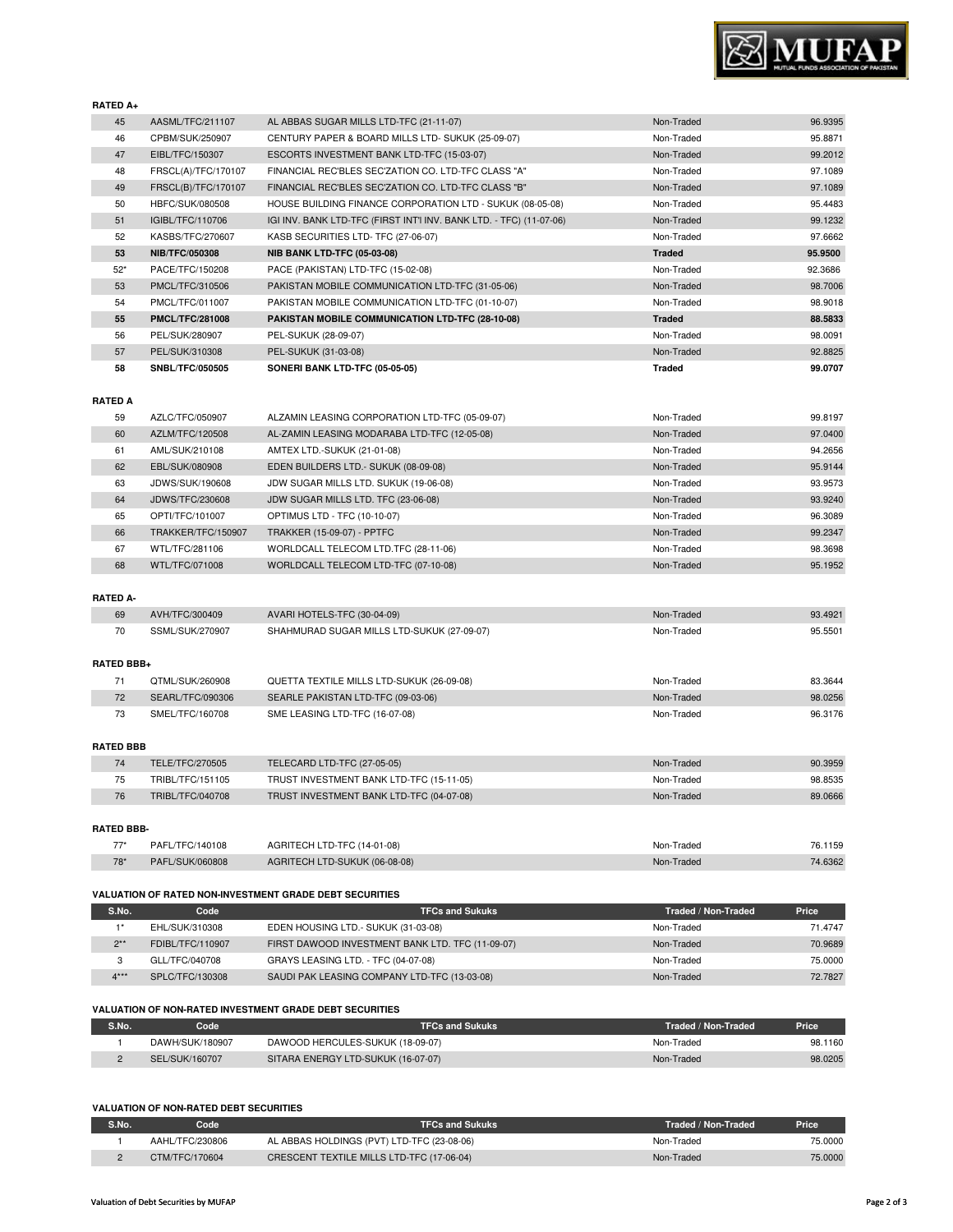**RATED A+**

| | | | | |
|---|---|---|---|---|
| 45 | AASML/TFC/211107 | AL ABBAS SUGAR MILLS LTD-TFC (21-11-07) | Non-Traded | 96.9395 |
| 46 | CPBM/SUK/250907 | CENTURY PAPER & BOARD MILLS LTD- SUKUK (25-09-07) | Non-Traded | 95.8871 |
| 47 | EIBL/TFC/150307 | ESCORTS INVESTMENT BANK LTD-TFC (15-03-07) | Non-Traded | 99.2012 |
| 48 | FRSCL(A)/TFC/170107 | FINANCIAL REC'BLES SEC'ZATION CO. LTD-TFC CLASS "A" | Non-Traded | 97.1089 |
| 49 | FRSCL(B)/TFC/170107 | FINANCIAL REC'BLES SEC'ZATION CO. LTD-TFC CLASS "B" | Non-Traded | 97.1089 |
| 50 | HBFC/SUK/080508 | HOUSE BUILDING FINANCE CORPORATION LTD - SUKUK (08-05-08) | Non-Traded | 95.4483 |
| 51 | IGIBL/TFC/110706 | IGI INV. BANK LTD-TFC (FIRST INT'I INV. BANK LTD. - TFC) (11-07-06) | Non-Traded | 99.1232 |
| 52 | KASBS/TFC/270607 | KASB SECURITIES LTD- TFC (27-06-07) | Non-Traded | 97.6662 |
| **53** | **NIB/TFC/050308** | **NIB BANK LTD-TFC (05-03-08)** | **Traded** | **95.9500** |
| 52* | PACE/TFC/150208 | PACE (PAKISTAN) LTD-TFC (15-02-08) | Non-Traded | 92.3686 |
| 53 | PMCL/TFC/310506 | PAKISTAN MOBILE COMMUNICATION LTD-TFC (31-05-06) | Non-Traded | 98.7006 |
| 54 | PMCL/TFC/011007 | PAKISTAN MOBILE COMMUNICATION LTD-TFC (01-10-07) | Non-Traded | 98.9018 |
| **55** | **PMCL/TFC/281008** | **PAKISTAN MOBILE COMMUNICATION LTD-TFC (28-10-08)** | **Traded** | **88.5833** |
| 56 | PEL/SUK/280907 | PEL-SUKUK (28-09-07) | Non-Traded | 98.0091 |
| 57 | PEL/SUK/310308 | PEL-SUKUK (31-03-08) | Non-Traded | 92.8825 |
| **58** | **SNBL/TFC/050505** | **SONERI BANK LTD-TFC (05-05-05)** | **Traded** | **99.0707** |

**RATED A**

| | | | | |
|---|---|---|---|---|
| 59 | AZLC/TFC/050907 | ALZAMIN LEASING CORPORATION LTD-TFC (05-09-07) | Non-Traded | 99.8197 |
| 60 | AZLM/TFC/120508 | AL-ZAMIN LEASING MODARABA LTD-TFC (12-05-08) | Non-Traded | 97.0400 |
| 61 | AML/SUK/210108 | AMTEX LTD.-SUKUK (21-01-08) | Non-Traded | 94.2656 |
| 62 | EBL/SUK/080908 | EDEN BUILDERS LTD.- SUKUK (08-09-08) | Non-Traded | 95.9144 |
| 63 | JDWS/SUK/190608 | JDW SUGAR MILLS LTD. SUKUK (19-06-08) | Non-Traded | 93.9573 |
| 64 | JDWS/TFC/230608 | JDW SUGAR MILLS LTD. TFC (23-06-08) | Non-Traded | 93.9240 |
| 65 | OPTI/TFC/101007 | OPTIMUS LTD - TFC (10-10-07) | Non-Traded | 96.3089 |
| 66 | TRAKKER/TFC/150907 | TRAKKER (15-09-07) - PPTFC | Non-Traded | 99.2347 |
| 67 | WTL/TFC/281106 | WORLDCALL TELECOM LTD.TFC (28-11-06) | Non-Traded | 98.3698 |
| 68 | WTL/TFC/071008 | WORLDCALL TELECOM LTD-TFC (07-10-08) | Non-Traded | 95.1952 |

**RATED A-**

| | | | | |
|---|---|---|---|---|
| 69 | AVH/TFC/300409 | AVARI HOTELS-TFC (30-04-09) | Non-Traded | 93.4921 |
| 70 | SSML/SUK/270907 | SHAHMURAD SUGAR MILLS LTD-SUKUK (27-09-07) | Non-Traded | 95.5501 |

**RATED BBB+**

| | | | | |
|---|---|---|---|---|
| 71 | QTML/SUK/260908 | QUETTA TEXTILE MILLS LTD-SUKUK (26-09-08) | Non-Traded | 83.3644 |
| 72 | SEARL/TFC/090306 | SEARLE PAKISTAN LTD-TFC (09-03-06) | Non-Traded | 98.0256 |
| 73 | SMEL/TFC/160708 | SME LEASING LTD-TFC (16-07-08) | Non-Traded | 96.3176 |

**RATED BBB**

| | | | | |
|---|---|---|---|---|
| 74 | TELE/TFC/270505 | TELECARD LTD-TFC (27-05-05) | Non-Traded | 90.3959 |
| 75 | TRIBL/TFC/151105 | TRUST INVESTMENT BANK LTD-TFC (15-11-05) | Non-Traded | 98.8535 |
| 76 | TRIBL/TFC/040708 | TRUST INVESTMENT BANK LTD-TFC (04-07-08) | Non-Traded | 89.0666 |

**RATED BBB-**

| | | | | |
|---|---|---|---|---|
| 77* | PAFL/TFC/140108 | AGRITECH LTD-TFC (14-01-08) | Non-Traded | 76.1159 |
| 78* | PAFL/SUK/060808 | AGRITECH LTD-SUKUK (06-08-08) | Non-Traded | 74.6362 |

**VALUATION OF RATED NON-INVESTMENT GRADE DEBT SECURITIES**

| S.No. | Code | TFCs and Sukuks | Traded / Non-Traded | Price |
|---|---|---|---|---|
| 1* | EHL/SUK/310308 | EDEN HOUSING LTD.- SUKUK (31-03-08) | Non-Traded | 71.4747 |
| 2** | FDIBL/TFC/110907 | FIRST DAWOOD INVESTMENT BANK LTD. TFC (11-09-07) | Non-Traded | 70.9689 |
| 3 | GLL/TFC/040708 | GRAYS LEASING LTD. - TFC (04-07-08) | Non-Traded | 75.0000 |
| 4*** | SPLC/TFC/130308 | SAUDI PAK LEASING COMPANY LTD-TFC (13-03-08) | Non-Traded | 72.7827 |

**VALUATION OF NON-RATED INVESTMENT GRADE DEBT SECURITIES**

| S.No. | Code | TFCs and Sukuks | Traded / Non-Traded | Price |
|---|---|---|---|---|
| 1 | DAWH/SUK/180907 | DAWOOD HERCULES-SUKUK (18-09-07) | Non-Traded | 98.1160 |
| 2 | SEL/SUK/160707 | SITARA ENERGY LTD-SUKUK (16-07-07) | Non-Traded | 98.0205 |

**VALUATION OF NON-RATED DEBT SECURITIES**

| S.No. | Code | TFCs and Sukuks | Traded / Non-Traded | Price |
|---|---|---|---|---|
| 1 | AAHL/TFC/230806 | AL ABBAS HOLDINGS (PVT) LTD-TFC (23-08-06) | Non-Traded | 75.0000 |
| 2 | CTM/TFC/170604 | CRESCENT TEXTILE MILLS LTD-TFC (17-06-04) | Non-Traded | 75.0000 |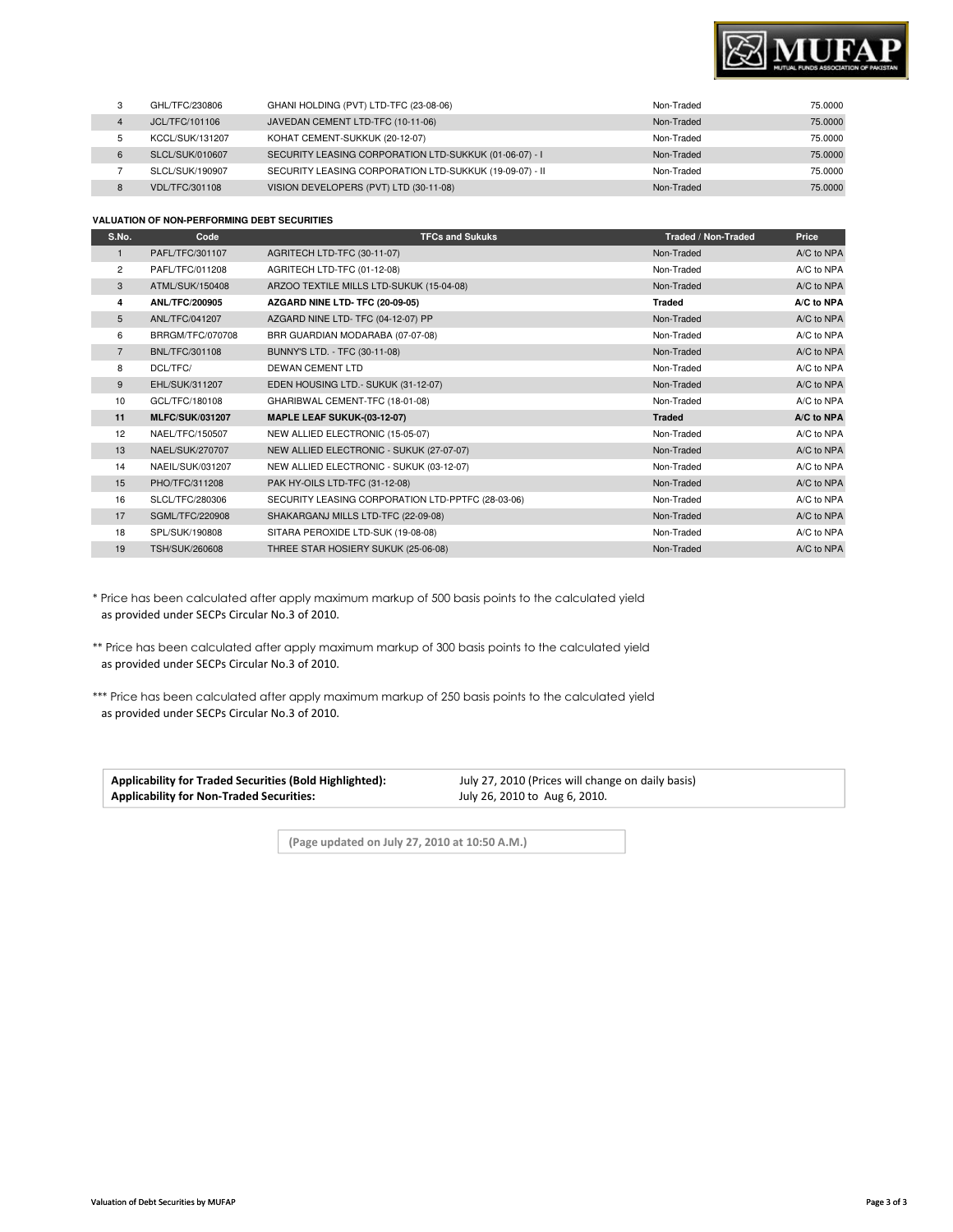| | | | | |
|---|---|---|---|---|
| 3 | GHL/TFC/230806 | GHANI HOLDING (PVT) LTD-TFC (23-08-06) | Non-Traded | 75.0000 |
| 4 | JCL/TFC/101106 | JAVEDAN CEMENT LTD-TFC (10-11-06) | Non-Traded | 75.0000 |
| 5 | KCCL/SUK/131207 | KOHAT CEMENT-SUKKUK (20-12-07) | Non-Traded | 75.0000 |
| 6 | SLCL/SUK/010607 | SECURITY LEASING CORPORATION LTD-SUKKUK (01-06-07) - I | Non-Traded | 75.0000 |
| 7 | SLCL/SUK/190907 | SECURITY LEASING CORPORATION LTD-SUKKUK (19-09-07) - II | Non-Traded | 75.0000 |
| 8 | VDL/TFC/301108 | VISION DEVELOPERS (PVT) LTD (30-11-08) | Non-Traded | 75.0000 |

**VALUATION OF NON-PERFORMING DEBT SECURITIES**

| S.No. | Code | TFCs and Sukuks | Traded / Non-Traded | Price |
|---|---|---|---|---|
| 1 | PAFL/TFC/301107 | AGRITECH LTD-TFC (30-11-07) | Non-Traded | A/C to NPA |
| 2 | PAFL/TFC/011208 | AGRITECH LTD-TFC (01-12-08) | Non-Traded | A/C to NPA |
| 3 | ATML/SUK/150408 | ARZOO TEXTILE MILLS LTD-SUKUK (15-04-08) | Non-Traded | A/C to NPA |
| **4** | **ANL/TFC/200905** | **AZGARD NINE LTD- TFC (20-09-05)** | **Traded** | **A/C to NPA** |
| 5 | ANL/TFC/041207 | AZGARD NINE LTD- TFC (04-12-07) PP | Non-Traded | A/C to NPA |
| 6 | BRRGM/TFC/070708 | BRR GUARDIAN MODARABA (07-07-08) | Non-Traded | A/C to NPA |
| 7 | BNL/TFC/301108 | BUNNY'S LTD. - TFC (30-11-08) | Non-Traded | A/C to NPA |
| 8 | DCL/TFC/ | DEWAN CEMENT LTD | Non-Traded | A/C to NPA |
| 9 | EHL/SUK/311207 | EDEN HOUSING LTD.- SUKUK (31-12-07) | Non-Traded | A/C to NPA |
| 10 | GCL/TFC/180108 | GHARIBWAL CEMENT-TFC (18-01-08) | Non-Traded | A/C to NPA |
| **11** | **MLFC/SUK/031207** | **MAPLE LEAF SUKUK-(03-12-07)** | **Traded** | **A/C to NPA** |
| 12 | NAEL/TFC/150507 | NEW ALLIED ELECTRONIC (15-05-07) | Non-Traded | A/C to NPA |
| 13 | NAEL/SUK/270707 | NEW ALLIED ELECTRONIC - SUKUK (27-07-07) | Non-Traded | A/C to NPA |
| 14 | NAEIL/SUK/031207 | NEW ALLIED ELECTRONIC - SUKUK (03-12-07) | Non-Traded | A/C to NPA |
| 15 | PHO/TFC/311208 | PAK HY-OILS LTD-TFC (31-12-08) | Non-Traded | A/C to NPA |
| 16 | SLCL/TFC/280306 | SECURITY LEASING CORPORATION LTD-PPTFC (28-03-06) | Non-Traded | A/C to NPA |
| 17 | SGML/TFC/220908 | SHAKARGANJ MILLS LTD-TFC (22-09-08) | Non-Traded | A/C to NPA |
| 18 | SPL/SUK/190808 | SITARA PEROXIDE LTD-SUK (19-08-08) | Non-Traded | A/C to NPA |
| 19 | TSH/SUK/260608 | THREE STAR HOSIERY SUKUK (25-06-08) | Non-Traded | A/C to NPA |

* Price has been calculated after apply maximum markup of 500 basis points to the calculated yield as provided under SECPs Circular No.3 of 2010.

** Price has been calculated after apply maximum markup of 300 basis points to the calculated yield as provided under SECPs Circular No.3 of 2010.

*** Price has been calculated after apply maximum markup of 250 basis points to the calculated yield as provided under SECPs Circular No.3 of 2010.

| | |
|---|---|
| **Applicability for Traded Securities (Bold Highlighted):** | July 27, 2010 (Prices will change on daily basis) |
| **Applicability for Non-Traded Securities:** | July 26, 2010 to Aug 6, 2010. |

(Page updated on July 27, 2010 at 10:50 A.M.)